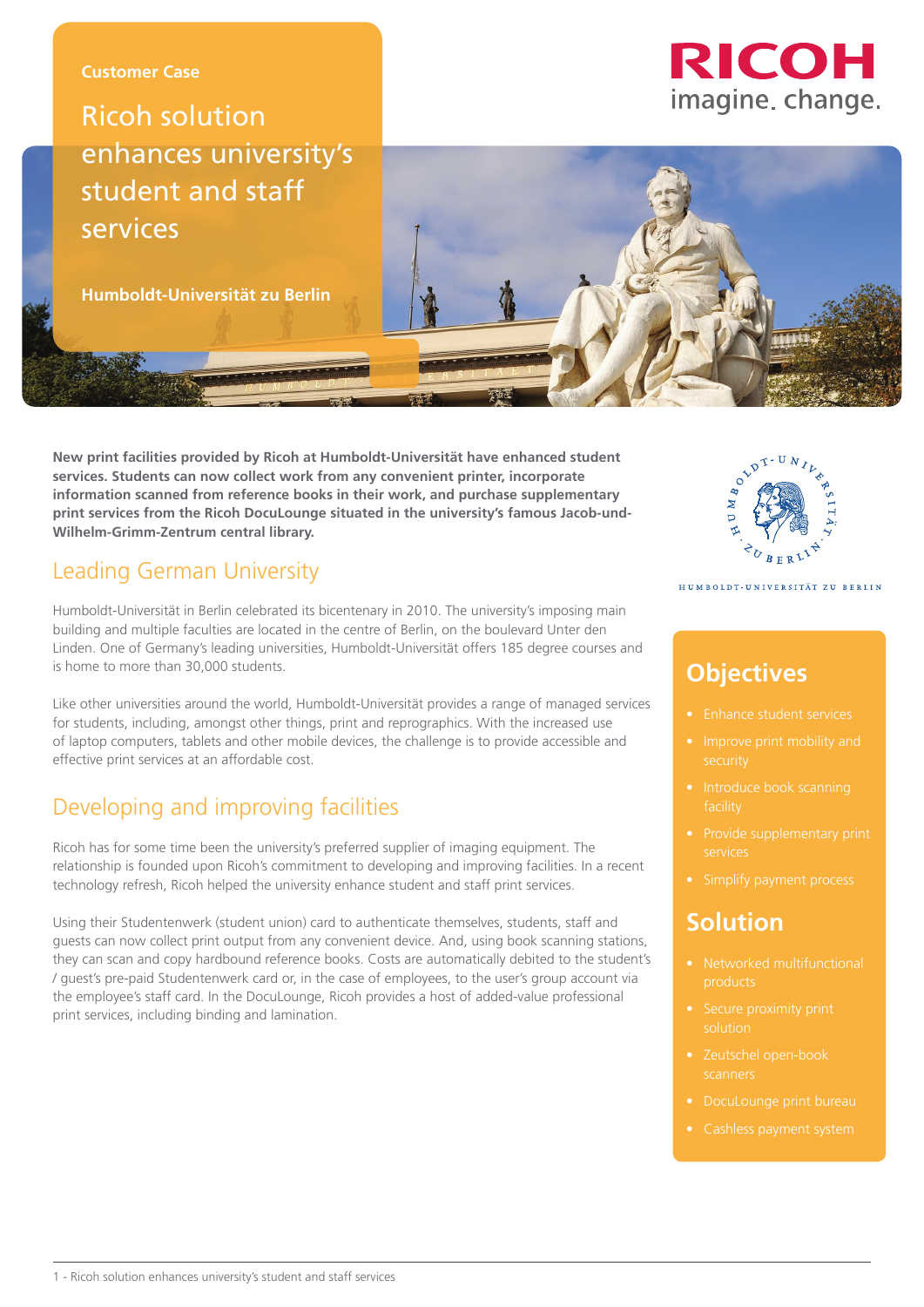Customer Case

# Ricoh solution enhances university's student and staff services

**Humboldt-Universität zu Berlin**

RICOH
imagine. change.

**New print facilities provided by Ricoh at Humboldt-Universität have enhanced student services. Students can now collect work from any convenient printer, incorporate information scanned from reference books in their work, and purchase supplementary print services from the Ricoh DocuLounge situated in the university's famous Jacob-und-Wilhelm-Grimm-Zentrum central library.**

## Leading German University

Humboldt-Universität in Berlin celebrated its bicentenary in 2010. The university's imposing main building and multiple faculties are located in the centre of Berlin, on the boulevard Unter den Linden. One of Germany's leading universities, Humboldt-Universität offers 185 degree courses and is home to more than 30,000 students.

Like other universities around the world, Humboldt-Universität provides a range of managed services for students, including, amongst other things, print and reprographics. With the increased use of laptop computers, tablets and other mobile devices, the challenge is to provide accessible and effective print services at an affordable cost.

## Developing and improving facilities

Ricoh has for some time been the university's preferred supplier of imaging equipment. The relationship is founded upon Ricoh's commitment to developing and improving facilities. In a recent technology refresh, Ricoh helped the university enhance student and staff print services.

Using their Studentenwerk (student union) card to authenticate themselves, students, staff and guests can now collect print output from any convenient device. And, using book scanning stations, they can scan and copy hardbound reference books. Costs are automatically debited to the student's / guest's pre-paid Studentenwerk card or, in the case of employees, to the user's group account via the employee's staff card. In the DocuLounge, Ricoh provides a host of added-value professional print services, including binding and lamination.

HUMBOLDT-UNIVERSITÄT ZU BERLIN

## Objectives

- Enhance student services
- Improve print mobility and security
- Introduce book scanning facility
- Provide supplementary print services
- Simplify payment process

## Solution

- Networked multifunctional products
- Secure proximity print solution
- Zeutschel open-book scanners
- DocuLounge print bureau
- Cashless payment system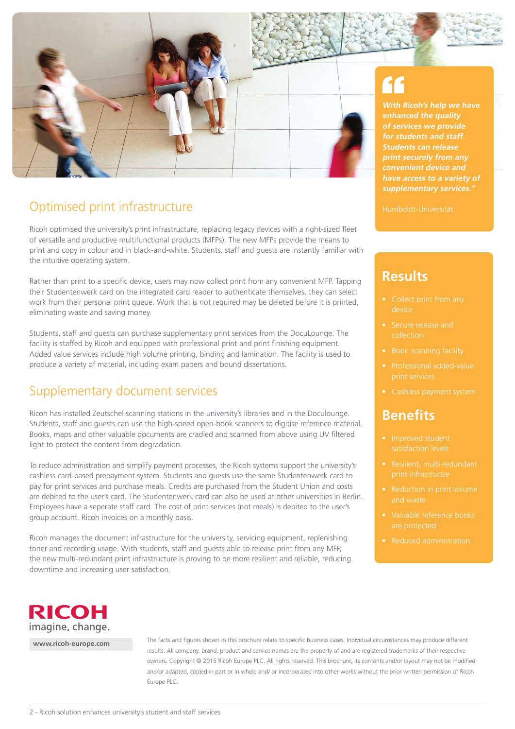## Optimised print infrastructure

Ricoh optimised the university's print infrastructure, replacing legacy devices with a right-sized fleet of versatile and productive multifunctional products (MFPs). The new MFPs provide the means to print and copy in colour and in black-and-white. Students, staff and guests are instantly familiar with the intuitive operating system.

Rather than print to a specific device, users may now collect print from any convenient MFP. Tapping their Studentenwerk card on the integrated card reader to authenticate themselves, they can select work from their personal print queue. Work that is not required may be deleted before it is printed, eliminating waste and saving money.

Students, staff and guests can purchase supplementary print services from the DocuLounge. The facility is staffed by Ricoh and equipped with professional print and print finishing equipment. Added value services include high volume printing, binding and lamination. The facility is used to produce a variety of material, including exam papers and bound dissertations.

## Supplementary document services

Ricoh has installed Zeutschel scanning stations in the university's libraries and in the Doculounge. Students, staff and guests can use the high-speed open-book scanners to digitise reference material. Books, maps and other valuable documents are cradled and scanned from above using UV filtered light to protect the content from degradation.

To reduce administration and simplify payment processes, the Ricoh systems support the university's cashless card-based prepayment system. Students and guests use the same Studentenwerk card to pay for print services and purchase meals. Credits are purchased from the Student Union and costs are debited to the user's card. The Studentenwerk card can also be used at other universities in Berlin. Employees have a seperate staff card. The cost of print services (not meals) is debited to the user's group account. Ricoh invoices on a monthly basis.

Ricoh manages the document infrastructure for the university, servicing equipment, replenishing toner and recording usage. With students, staff and guests able to release print from any MFP, the new multi-redundant print infrastructure is proving to be more resilient and reliable, reducing downtime and increasing user satisfaction.

> ***With Ricoh's help we have enhanced the quality of services we provide for students and staff. Students can release print securely from any convenient device and have access to a variety of supplementary services."***
>
> Humboldt-Universität

## Results

- Collect print from any device
- Secure release and collection
- Book scanning facility
- Professional added-value print services
- Cashless payment system

## Benefits

- Improved student satisfaction levels
- Resilient, multi-redundant print infrastructre
- Reduction in print volume and waste
- Valuable reference books are protected
- Reduced administration

RICOH
imagine. change.

www.ricoh-europe.com

The facts and figures shown in this brochure relate to specific business cases. Individual circumstances may produce different results. All company, brand, product and service names are the property of and are registered trademarks of their respective owners. Copyright © 2015 Ricoh Europe PLC. All rights reserved. This brochure, its contents and/or layout may not be modified and/or adapted, copied in part or in whole and/ or incorporated into other works without the prior written permission of Ricoh Europe PLC.